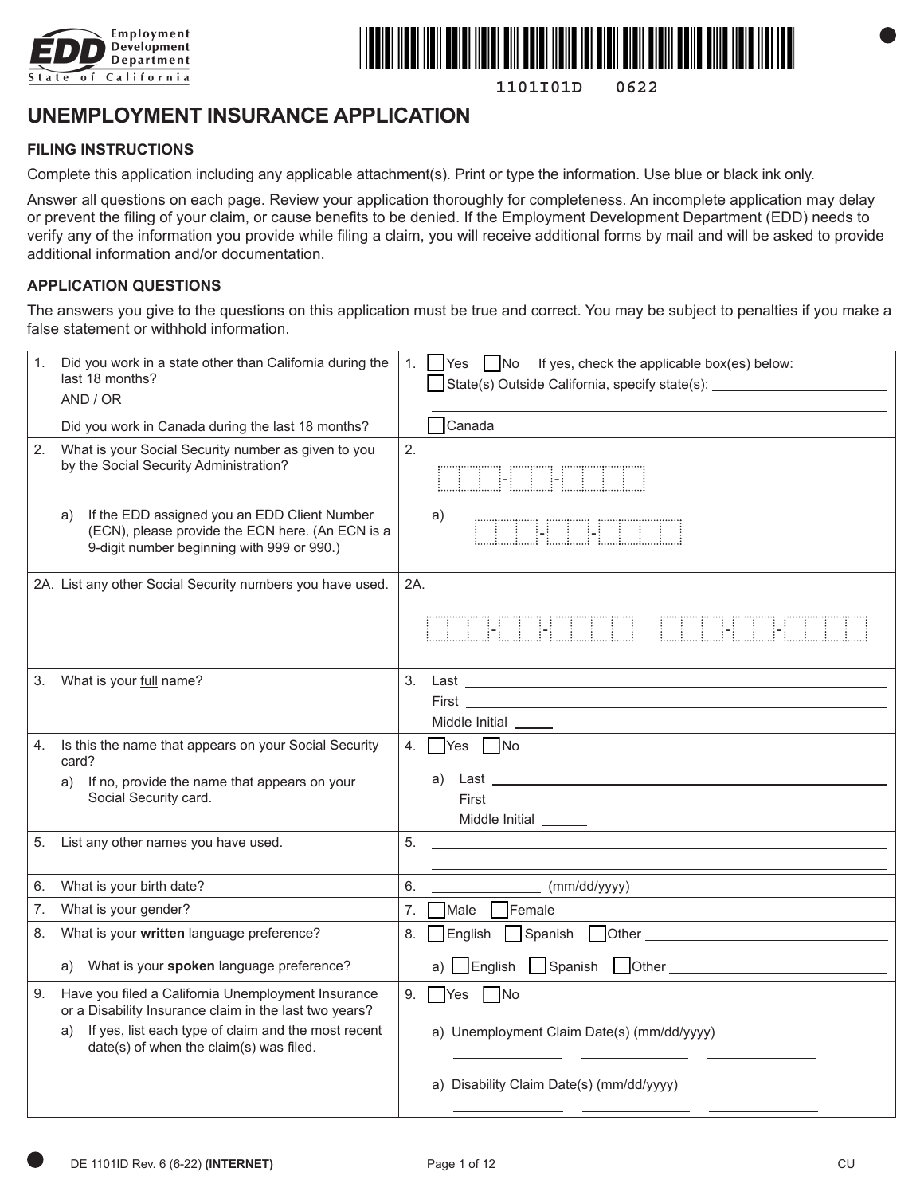Employment Development Department
State of California

1101I01D 0622

# UNEMPLOYMENT INSURANCE APPLICATION

## FILING INSTRUCTIONS

Complete this application including any applicable attachment(s). Print or type the information. Use blue or black ink only.

Answer all questions on each page. Review your application thoroughly for completeness. An incomplete application may delay or prevent the filing of your claim, or cause benefits to be denied. If the Employment Development Department (EDD) needs to verify any of the information you provide while filing a claim, you will receive additional forms by mail and will be asked to provide additional information and/or documentation.

## APPLICATION QUESTIONS

The answers you give to the questions on this application must be true and correct. You may be subject to penalties if you make a false statement or withhold information.

| Question | Answer |
|---|---|
| 1. Did you work in a state other than California during the last 18 months? AND / OR Did you work in Canada during the last 18 months? | 1. ☐ Yes ☐ No If yes, check the applicable box(es) below: ☐ State(s) Outside California, specify state(s): ________ ☐ Canada |
| 2. What is your Social Security number as given to you by the Social Security Administration? | 2. ___-__-____ |
| a) If the EDD assigned you an EDD Client Number (ECN), please provide the ECN here. (An ECN is a 9-digit number beginning with 999 or 990.) | a) ___-__-____ |
| 2A. List any other Social Security numbers you have used. | 2A. ___-__-____ ___-__-____ |
| 3. What is your full name? | 3. Last ________ First ________ Middle Initial ____ |
| 4. Is this the name that appears on your Social Security card? a) If no, provide the name that appears on your Social Security card. | 4. ☐ Yes ☐ No a) Last ________ First ________ Middle Initial ____ |
| 5. List any other names you have used. | 5. ________ |
| 6. What is your birth date? | 6. ________ (mm/dd/yyyy) |
| 7. What is your gender? | 7. ☐ Male ☐ Female |
| 8. What is your **written** language preference? | 8. ☐ English ☐ Spanish ☐ Other ________ |
| a) What is your **spoken** language preference? | a) ☐ English ☐ Spanish ☐ Other ________ |
| 9. Have you filed a California Unemployment Insurance or a Disability Insurance claim in the last two years? a) If yes, list each type of claim and the most recent date(s) of when the claim(s) was filed. | 9. ☐ Yes ☐ No a) Unemployment Claim Date(s) (mm/dd/yyyy) ________ ________ ________ a) Disability Claim Date(s) (mm/dd/yyyy) ________ ________ ________ |

DE 1101ID Rev. 6 (6-22) **(INTERNET)** CU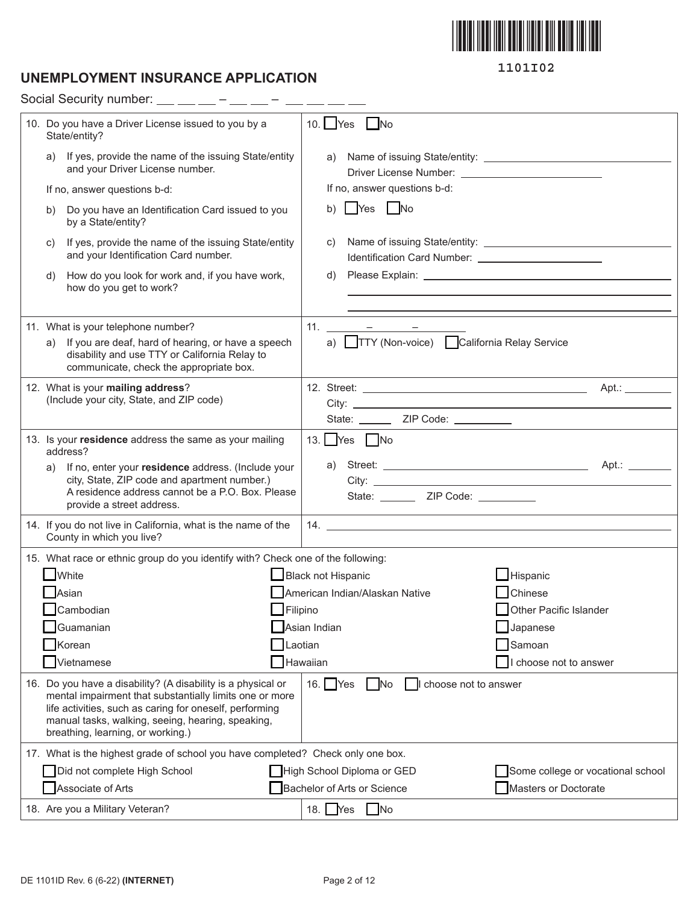1101I02

## UNEMPLOYMENT INSURANCE APPLICATION

Social Security number: ___ ___ ___ – ___ ___ – ___ ___ ___ ___

| Question | Answer |
|---|---|
| 10. Do you have a Driver License issued to you by a State/entity? | 10. ☐ Yes ☐ No |
| a) If yes, provide the name of the issuing State/entity and your Driver License number. | a) Name of issuing State/entity: ____________ Driver License Number: ____________ |
| If no, answer questions b-d: | If no, answer questions b-d: |
| b) Do you have an Identification Card issued to you by a State/entity? | b) ☐ Yes ☐ No |
| c) If yes, provide the name of the issuing State/entity and your Identification Card number. | c) Name of issuing State/entity: ____________ Identification Card Number: ____________ |
| d) How do you look for work and, if you have work, how do you get to work? | d) Please Explain: ____________ |
| 11. What is your telephone number? | 11. ____ – ____ – ____ |
| a) If you are deaf, hard of hearing, or have a speech disability and use TTY or California Relay to communicate, check the appropriate box. | a) ☐ TTY (Non-voice) ☐ California Relay Service |
| 12. What is your **mailing address**? (Include your city, State, and ZIP code) | 12. Street: ____________ Apt.: ____ City: ____________ State: ____ ZIP Code: ____ |
| 13. Is your **residence** address the same as your mailing address? | 13. ☐ Yes ☐ No |
| a) If no, enter your **residence** address. (Include your city, State, ZIP code and apartment number.) A residence address cannot be a P.O. Box. Please provide a street address. | a) Street: ____________ Apt.: ____ City: ____________ State: ____ ZIP Code: ____ |
| 14. If you do not live in California, what is the name of the County in which you live? | 14. ____________ |

15. What race or ethnic group do you identify with? Check one of the following:

| | | |
|---|---|---|
| ☐ White | ☐ Black not Hispanic | ☐ Hispanic |
| ☐ Asian | ☐ American Indian/Alaskan Native | ☐ Chinese |
| ☐ Cambodian | ☐ Filipino | ☐ Other Pacific Islander |
| ☐ Guamanian | ☐ Asian Indian | ☐ Japanese |
| ☐ Korean | ☐ Laotian | ☐ Samoan |
| ☐ Vietnamese | ☐ Hawaiian | ☐ I choose not to answer |

| Question | Answer |
|---|---|
| 16. Do you have a disability? (A disability is a physical or mental impairment that substantially limits one or more life activities, such as caring for oneself, performing manual tasks, walking, seeing, hearing, speaking, breathing, learning, or working.) | 16. ☐ Yes ☐ No ☐ I choose not to answer |

17. What is the highest grade of school you have completed? Check only one box.

| | | |
|---|---|---|
| ☐ Did not complete High School | ☐ High School Diploma or GED | ☐ Some college or vocational school |
| ☐ Associate of Arts | ☐ Bachelor of Arts or Science | ☐ Masters or Doctorate |

| Question | Answer |
|---|---|
| 18. Are you a Military Veteran? | 18. ☐ Yes ☐ No |

DE 1101ID Rev. 6 (6-22) **(INTERNET)**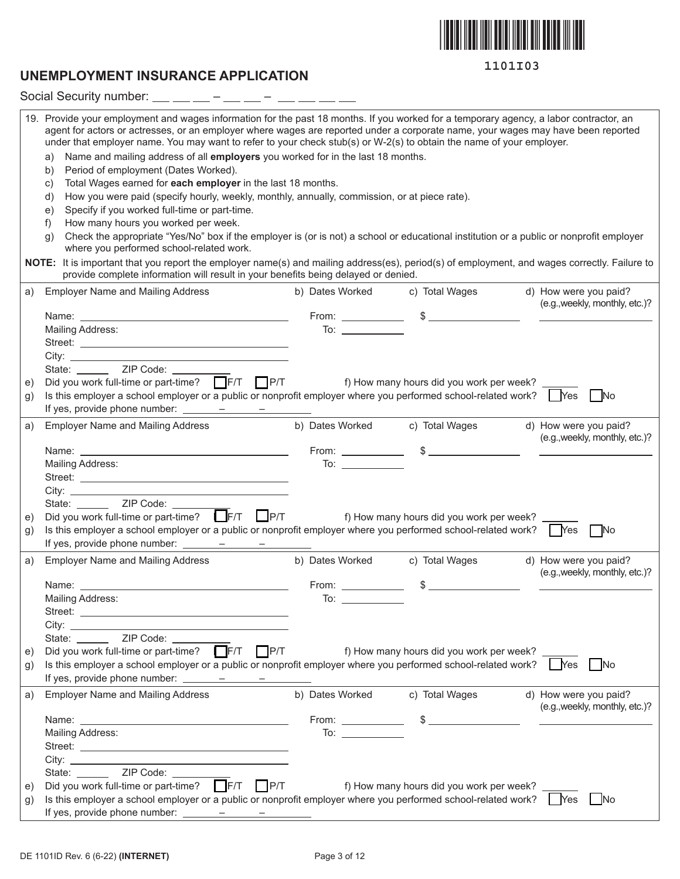1101I03

## UNEMPLOYMENT INSURANCE APPLICATION

Social Security number: ___ ___ ___ – ___ ___ – ___ ___ ___ ___

19. Provide your employment and wages information for the past 18 months. If you worked for a temporary agency, a labor contractor, an agent for actors or actresses, or an employer where wages are reported under a corporate name, your wages may have been reported under that employer name. You may want to refer to your check stub(s) or W-2(s) to obtain the name of your employer.
    - a) Name and mailing address of all **employers** you worked for in the last 18 months.
    - b) Period of employment (Dates Worked).
    - c) Total Wages earned for **each employer** in the last 18 months.
    - d) How you were paid (specify hourly, weekly, monthly, annually, commission, or at piece rate).
    - e) Specify if you worked full-time or part-time.
    - f) How many hours you worked per week.
    - g) Check the appropriate "Yes/No" box if the employer is (or is not) a school or educational institution or a public or nonprofit employer where you performed school-related work.

**NOTE:** It is important that you report the employer name(s) and mailing address(es), period(s) of employment, and wages correctly. Failure to provide complete information will result in your benefits being delayed or denied.

---

a) Employer Name and Mailing Address | b) Dates Worked | c) Total Wages | d) How were you paid? (e.g.,weekly, monthly, etc.)?

Name: ____________ From: ________ $ ________ ____________
Mailing Address: To: ________
Street: ____________
City: ____________
State: ______ ZIP Code: ________

e) Did you work full-time or part-time? ☐ F/T ☐ P/T f) How many hours did you work per week? ______

g) Is this employer a school employer or a public or nonprofit employer where you performed school-related work? ☐ Yes ☐ No
If yes, provide phone number: ______ – ______ – ______

---

a) Employer Name and Mailing Address | b) Dates Worked | c) Total Wages | d) How were you paid? (e.g.,weekly, monthly, etc.)?

Name: ____________ From: ________ $ ________ ____________
Mailing Address: To: ________
Street: ____________
City: ____________
State: ______ ZIP Code: ________

e) Did you work full-time or part-time? ☐ F/T ☐ P/T f) How many hours did you work per week? ______

g) Is this employer a school employer or a public or nonprofit employer where you performed school-related work? ☐ Yes ☐ No
If yes, provide phone number: ______ – ______ – ______

---

a) Employer Name and Mailing Address | b) Dates Worked | c) Total Wages | d) How were you paid? (e.g.,weekly, monthly, etc.)?

Name: ____________ From: ________ $ ________ ____________
Mailing Address: To: ________
Street: ____________
City: ____________
State: ______ ZIP Code: ________

e) Did you work full-time or part-time? ☐ F/T ☐ P/T f) How many hours did you work per week? ______

g) Is this employer a school employer or a public or nonprofit employer where you performed school-related work? ☐ Yes ☐ No
If yes, provide phone number: ______ – ______ – ______

---

a) Employer Name and Mailing Address | b) Dates Worked | c) Total Wages | d) How were you paid? (e.g.,weekly, monthly, etc.)?

Name: ____________ From: ________ $ ________ ____________
Mailing Address: To: ________
Street: ____________
City: ____________
State: ______ ZIP Code: ________

e) Did you work full-time or part-time? ☐ F/T ☐ P/T f) How many hours did you work per week? ______

g) Is this employer a school employer or a public or nonprofit employer where you performed school-related work? ☐ Yes ☐ No
If yes, provide phone number: ______ – ______ – ______

DE 1101ID Rev. 6 (6-22) **(INTERNET)**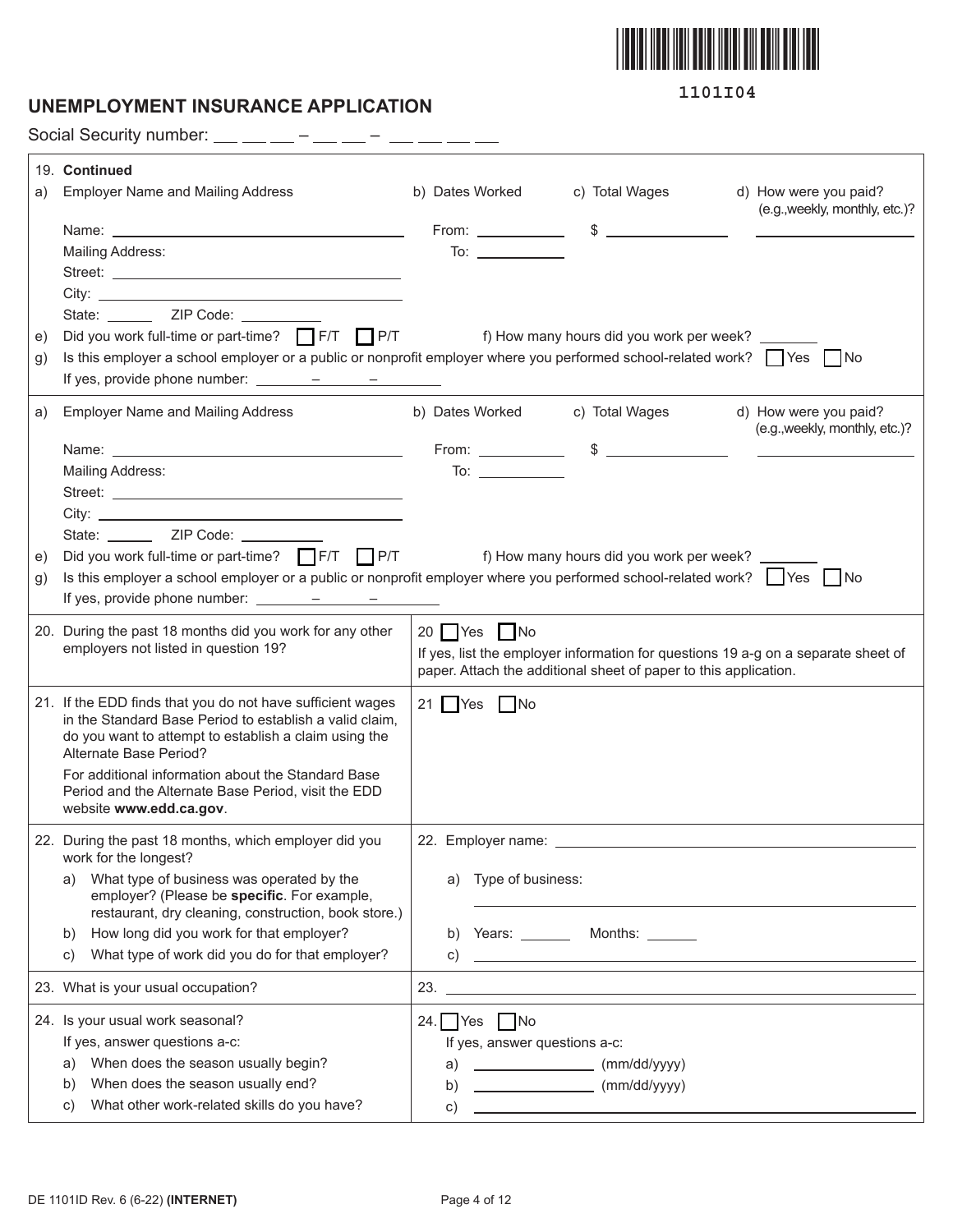1101I04

# UNEMPLOYMENT INSURANCE APPLICATION

Social Security number: ___ ___ ___ – ___ ___ – ___ ___ ___ ___

**19. Continued**

a) Employer Name and Mailing Address

Name: ______________________

Mailing Address:

Street: ______________________

City: ______________________

State: ______ ZIP Code: __________

b) Dates Worked

From: __________

To: __________

c) Total Wages

$ __________

d) How were you paid? (e.g.,weekly, monthly, etc.)?

__________

e) Did you work full-time or part-time? ☐ F/T ☐ P/T

f) How many hours did you work per week? ______

g) Is this employer a school employer or a public or nonprofit employer where you performed school-related work? ☐ Yes ☐ No

If yes, provide phone number: ______ – ______ – ______

---

a) Employer Name and Mailing Address

Name: ______________________

Mailing Address:

Street: ______________________

City: ______________________

State: ______ ZIP Code: __________

b) Dates Worked

From: __________

To: __________

c) Total Wages

$ __________

d) How were you paid? (e.g.,weekly, monthly, etc.)?

__________

e) Did you work full-time or part-time? ☐ F/T ☐ P/T

f) How many hours did you work per week? ______

g) Is this employer a school employer or a public or nonprofit employer where you performed school-related work? ☐ Yes ☐ No

If yes, provide phone number: ______ – ______ – ______

---

| Question | Answer |
|---|---|
| 20. During the past 18 months did you work for any other employers not listed in question 19? | 20 ☐ Yes ☐ No<br>If yes, list the employer information for questions 19 a-g on a separate sheet of paper. Attach the additional sheet of paper to this application. |
| 21. If the EDD finds that you do not have sufficient wages in the Standard Base Period to establish a valid claim, do you want to attempt to establish a claim using the Alternate Base Period?<br>For additional information about the Standard Base Period and the Alternate Base Period, visit the EDD website **www.edd.ca.gov**. | 21 ☐ Yes ☐ No |
| 22. During the past 18 months, which employer did you work for the longest?<br>a) What type of business was operated by the employer? (Please be **specific**. For example, restaurant, dry cleaning, construction, book store.)<br>b) How long did you work for that employer?<br>c) What type of work did you do for that employer? | 22. Employer name: __________<br>a) Type of business: __________<br>b) Years: ______ Months: ______<br>c) __________ |
| 23. What is your usual occupation? | 23. __________ |
| 24. Is your usual work seasonal?<br>If yes, answer questions a-c:<br>a) When does the season usually begin?<br>b) When does the season usually end?<br>c) What other work-related skills do you have? | 24. ☐ Yes ☐ No<br>If yes, answer questions a-c:<br>a) __________ (mm/dd/yyyy)<br>b) __________ (mm/dd/yyyy)<br>c) __________ |

DE 1101ID Rev. 6 (6-22) **(INTERNET)**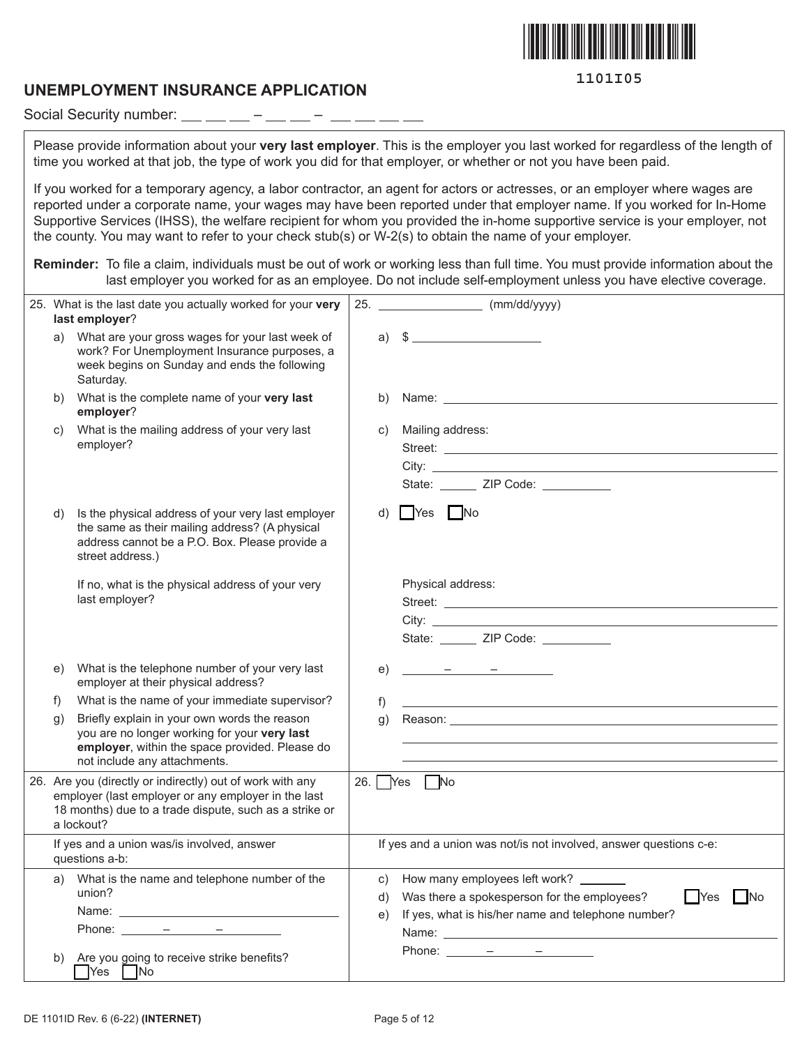1101I05

# UNEMPLOYMENT INSURANCE APPLICATION

Social Security number: ___ ___ ___ – ___ ___ – ___ ___ ___ ___

Please provide information about your **very last employer**. This is the employer you last worked for regardless of the length of time you worked at that job, the type of work you did for that employer, or whether or not you have been paid.

If you worked for a temporary agency, a labor contractor, an agent for actors or actresses, or an employer where wages are reported under a corporate name, your wages may have been reported under that employer name. If you worked for In-Home Supportive Services (IHSS), the welfare recipient for whom you provided the in-home supportive service is your employer, not the county. You may want to refer to your check stub(s) or W-2(s) to obtain the name of your employer.

**Reminder:** To file a claim, individuals must be out of work or working less than full time. You must provide information about the last employer you worked for as an employee. Do not include self-employment unless you have elective coverage.

| Question | Answer |
|---|---|
| 25. What is the last date you actually worked for your **very last employer**? | 25. ______________ (mm/dd/yyyy) |
| a) What are your gross wages for your last week of work? For Unemployment Insurance purposes, a week begins on Sunday and ends the following Saturday. | a) $ ________________ |
| b) What is the complete name of your **very last employer**? | b) Name: ________________ |
| c) What is the mailing address of your very last employer? | c) Mailing address:<br>Street: ________________<br>City: ________________<br>State: ______ ZIP Code: __________ |
| d) Is the physical address of your very last employer the same as their mailing address? (A physical address cannot be a P.O. Box. Please provide a street address.)<br><br>If no, what is the physical address of your very last employer? | d) ☐ Yes ☐ No<br><br>Physical address:<br>Street: ________________<br>City: ________________<br>State: ______ ZIP Code: __________ |
| e) What is the telephone number of your very last employer at their physical address? | e) ______ – ______ – ________ |
| f) What is the name of your immediate supervisor? | f) ________________ |
| g) Briefly explain in your own words the reason you are no longer working for your **very last employer**, within the space provided. Please do not include any attachments. | g) Reason: ________________ |
| 26. Are you (directly or indirectly) out of work with any employer (last employer or any employer in the last 18 months) due to a trade dispute, such as a strike or a lockout? | 26. ☐ Yes ☐ No |
| If yes and a union was/is involved, answer questions a-b: | If yes and a union was not/is not involved, answer questions c-e: |
| a) What is the name and telephone number of the union?<br>Name: ________________<br>Phone: ______ – ______ – ________<br><br>b) Are you going to receive strike benefits?<br>☐ Yes ☐ No | c) How many employees left work? ______<br>d) Was there a spokesperson for the employees? ☐ Yes ☐ No<br>e) If yes, what is his/her name and telephone number?<br>Name: ________________<br>Phone: ______ – ______ – ________ |

DE 1101ID Rev. 6 (6-22) **(INTERNET)**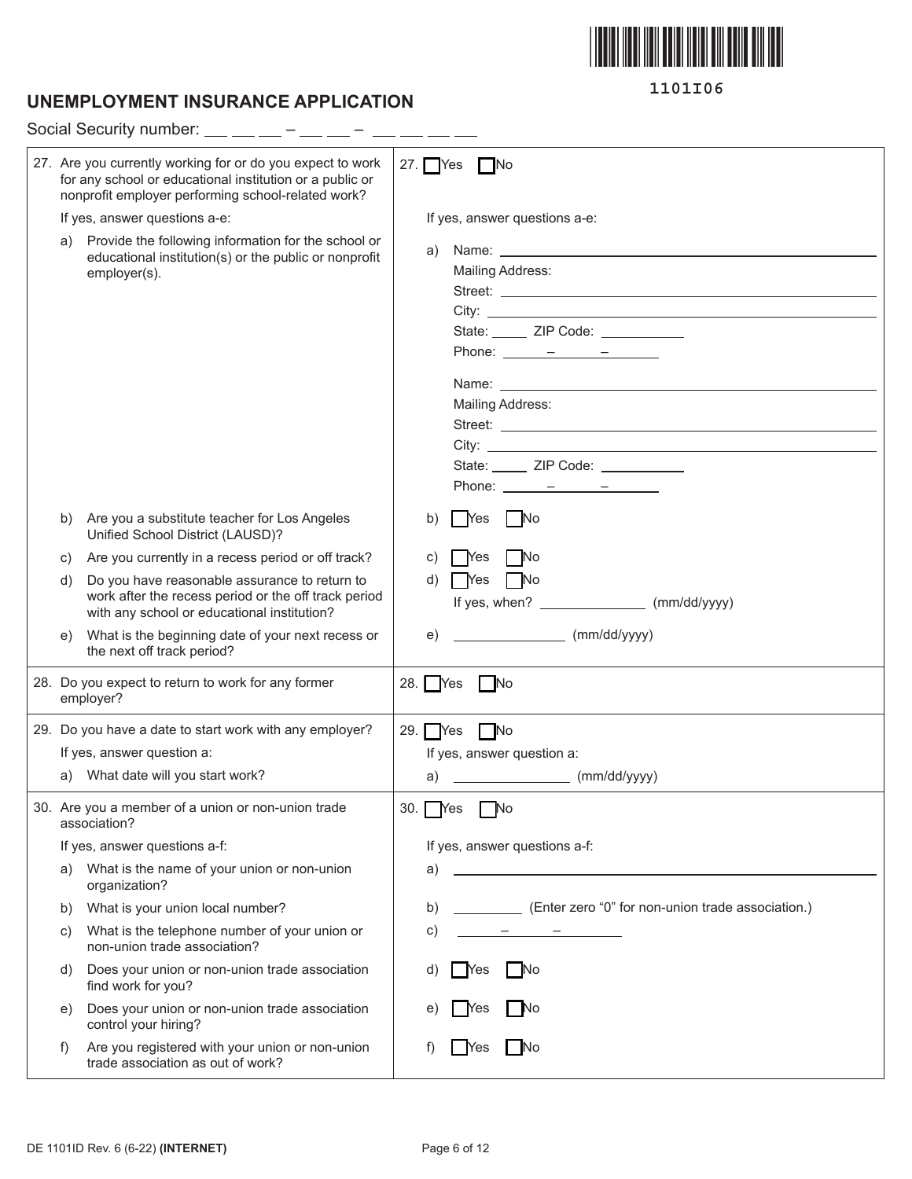1101I06

# UNEMPLOYMENT INSURANCE APPLICATION

Social Security number: ___ ___ ___ – ___ ___ – ___ ___ ___ ___

| Question | Answer |
|---|---|
| 27. Are you currently working for or do you expect to work for any school or educational institution or a public or nonprofit employer performing school-related work? | 27. ☐ Yes ☐ No |
| If yes, answer questions a-e: | If yes, answer questions a-e: |
| a) Provide the following information for the school or educational institution(s) or the public or nonprofit employer(s). | a) Name: ______<br>Mailing Address:<br>Street: ______<br>City: ______<br>State: _____ ZIP Code: ______<br>Phone: ____ – ____ – ____<br><br>Name: ______<br>Mailing Address:<br>Street: ______<br>City: ______<br>State: _____ ZIP Code: ______<br>Phone: ____ – ____ – ____ |
| b) Are you a substitute teacher for Los Angeles Unified School District (LAUSD)? | b) ☐ Yes ☐ No |
| c) Are you currently in a recess period or off track? | c) ☐ Yes ☐ No |
| d) Do you have reasonable assurance to return to work after the recess period or the off track period with any school or educational institution? | d) ☐ Yes ☐ No<br>If yes, when? ______ (mm/dd/yyyy) |
| e) What is the beginning date of your next recess or the next off track period? | e) ______ (mm/dd/yyyy) |
| 28. Do you expect to return to work for any former employer? | 28. ☐ Yes ☐ No |
| 29. Do you have a date to start work with any employer?<br>If yes, answer question a:<br>a) What date will you start work? | 29. ☐ Yes ☐ No<br>If yes, answer question a:<br>a) ______ (mm/dd/yyyy) |
| 30. Are you a member of a union or non-union trade association? | 30. ☐ Yes ☐ No |
| If yes, answer questions a-f: | If yes, answer questions a-f: |
| a) What is the name of your union or non-union organization? | a) ______ |
| b) What is your union local number? | b) ______ (Enter zero "0" for non-union trade association.) |
| c) What is the telephone number of your union or non-union trade association? | c) ____ – ____ – ____ |
| d) Does your union or non-union trade association find work for you? | d) ☐ Yes ☐ No |
| e) Does your union or non-union trade association control your hiring? | e) ☐ Yes ☐ No |
| f) Are you registered with your union or non-union trade association as out of work? | f) ☐ Yes ☐ No |

DE 1101ID Rev. 6 (6-22) **(INTERNET)**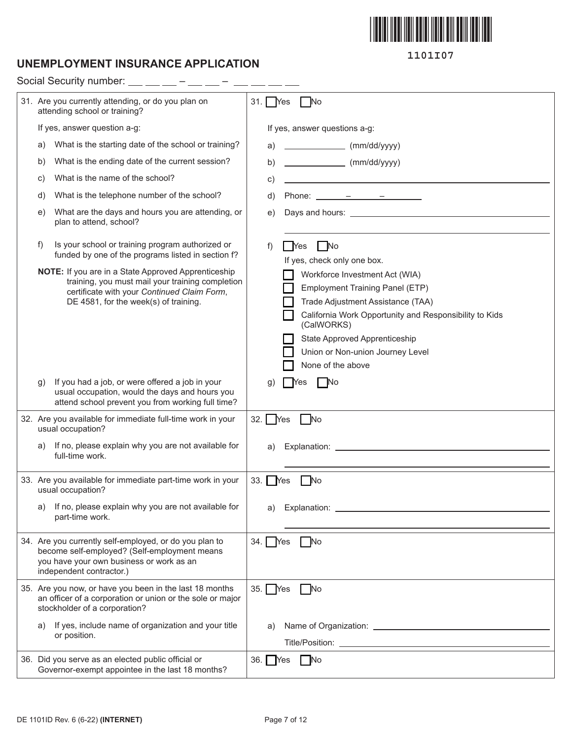1101I07

# UNEMPLOYMENT INSURANCE APPLICATION

Social Security number: ___ ___ ___ – ___ ___ – ___ ___ ___ ___

| Question | Answer |
|---|---|
| 31. Are you currently attending, or do you plan on attending school or training? | 31. ☐ Yes ☐ No |
| If yes, answer question a-g: | If yes, answer questions a-g: |
| a) What is the starting date of the school or training? | a) __________ (mm/dd/yyyy) |
| b) What is the ending date of the current session? | b) __________ (mm/dd/yyyy) |
| c) What is the name of the school? | c) ____________________ |
| d) What is the telephone number of the school? | d) Phone: _____ – _____ – _______ |
| e) What are the days and hours you are attending, or plan to attend, school? | e) Days and hours: ____________________ |
| f) Is your school or training program authorized or funded by one of the programs listed in section f?<br><br>**NOTE:** If you are in a State Approved Apprenticeship training, you must mail your training completion certificate with your *Continued Claim Form*, DE 4581, for the week(s) of training. | f) ☐ Yes ☐ No<br>If yes, check only one box.<br>☐ Workforce Investment Act (WIA)<br>☐ Employment Training Panel (ETP)<br>☐ Trade Adjustment Assistance (TAA)<br>☐ California Work Opportunity and Responsibility to Kids (CalWORKS)<br>☐ State Approved Apprenticeship<br>☐ Union or Non-union Journey Level<br>☐ None of the above |
| g) If you had a job, or were offered a job in your usual occupation, would the days and hours you attend school prevent you from working full time? | g) ☐ Yes ☐ No |
| 32. Are you available for immediate full-time work in your usual occupation? | 32. ☐ Yes ☐ No |
| a) If no, please explain why you are not available for full-time work. | a) Explanation: ____________________ |
| 33. Are you available for immediate part-time work in your usual occupation? | 33. ☐ Yes ☐ No |
| a) If no, please explain why you are not available for part-time work. | a) Explanation: ____________________ |
| 34. Are you currently self-employed, or do you plan to become self-employed? (Self-employment means you have your own business or work as an independent contractor.) | 34. ☐ Yes ☐ No |
| 35. Are you now, or have you been in the last 18 months an officer of a corporation or union or the sole or major stockholder of a corporation? | 35. ☐ Yes ☐ No |
| a) If yes, include name of organization and your title or position. | a) Name of Organization: ____________________<br>Title/Position: ____________________ |
| 36. Did you serve as an elected public official or Governor-exempt appointee in the last 18 months? | 36. ☐ Yes ☐ No |

DE 1101ID Rev. 6 (6-22) **(INTERNET)**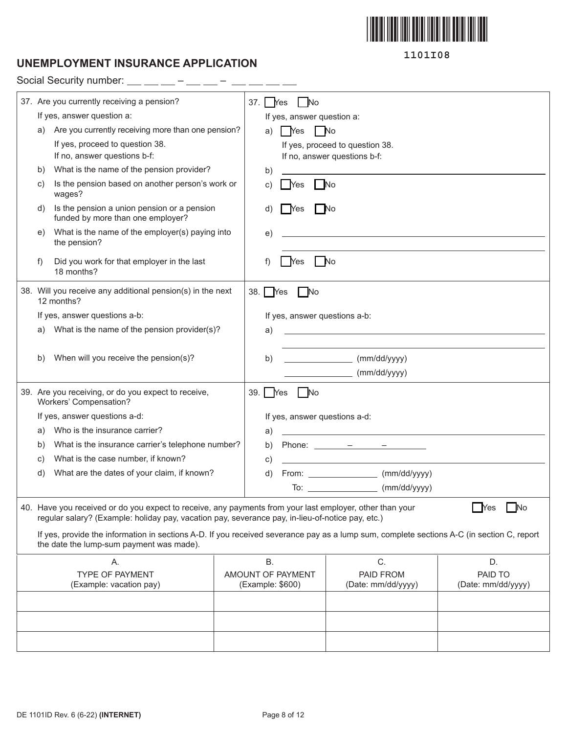1101I08

# UNEMPLOYMENT INSURANCE APPLICATION

Social Security number: ___ ___ ___ – ___ ___ – ___ ___ ___ ___

| Question | Answer |
|---|---|
| 37. Are you currently receiving a pension? | 37. ☐ Yes ☐ No |
| If yes, answer question a: | If yes, answer question a: |
| a) Are you currently receiving more than one pension? If yes, proceed to question 38. If no, answer questions b-f: | a) ☐ Yes ☐ No If yes, proceed to question 38. If no, answer questions b-f: |
| b) What is the name of the pension provider? | b) ______________________ |
| c) Is the pension based on another person's work or wages? | c) ☐ Yes ☐ No |
| d) Is the pension a union pension or a pension funded by more than one employer? | d) ☐ Yes ☐ No |
| e) What is the name of the employer(s) paying into the pension? | e) ______________________ |
| f) Did you work for that employer in the last 18 months? | f) ☐ Yes ☐ No |
| 38. Will you receive any additional pension(s) in the next 12 months? | 38. ☐ Yes ☐ No |
| If yes, answer questions a-b: | If yes, answer questions a-b: |
| a) What is the name of the pension provider(s)? | a) ______________________ |
| b) When will you receive the pension(s)? | b) __________ (mm/dd/yyyy) __________ (mm/dd/yyyy) |
| 39. Are you receiving, or do you expect to receive, Workers' Compensation? | 39. ☐ Yes ☐ No |
| If yes, answer questions a-d: | If yes, answer questions a-d: |
| a) Who is the insurance carrier? | a) ______________________ |
| b) What is the insurance carrier's telephone number? | b) Phone: _____ – _____ – _____ |
| c) What is the case number, if known? | c) ______________________ |
| d) What are the dates of your claim, if known? | d) From: __________ (mm/dd/yyyy) To: __________ (mm/dd/yyyy) |

40. Have you received or do you expect to receive, any payments from your last employer, other than your regular salary? (Example: holiday pay, vacation pay, severance pay, in-lieu-of-notice pay, etc.) ☐ Yes ☐ No

If yes, provide the information in sections A-D. If you received severance pay as a lump sum, complete sections A-C (in section C, report the date the lump-sum payment was made).

| A. TYPE OF PAYMENT (Example: vacation pay) | B. AMOUNT OF PAYMENT (Example: $600) | C. PAID FROM (Date: mm/dd/yyyy) | D. PAID TO (Date: mm/dd/yyyy) |
|---|---|---|---|
| | | | |
| | | | |
| | | | |

DE 1101ID Rev. 6 (6-22) **(INTERNET)**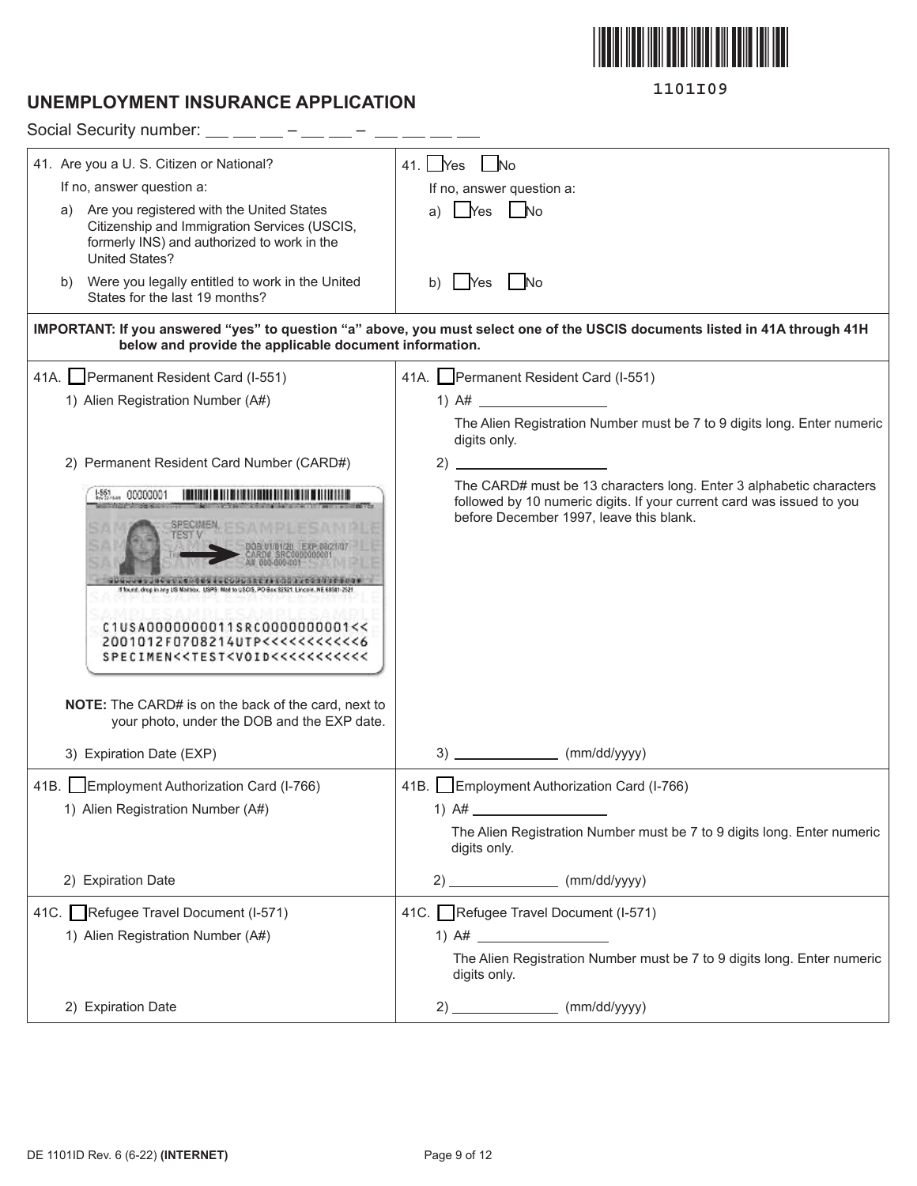1101I09

## UNEMPLOYMENT INSURANCE APPLICATION

Social Security number: ___ ___ ___ – ___ ___ – ___ ___ ___ ___

| Question | Response |
|---|---|
| 41. Are you a U. S. Citizen or National?<br>If no, answer question a:<br>a) Are you registered with the United States Citizenship and Immigration Services (USCIS, formerly INS) and authorized to work in the United States?<br>b) Were you legally entitled to work in the United States for the last 19 months? | 41. ☐ Yes ☐ No<br>If no, answer question a:<br>a) ☐ Yes ☐ No<br>b) ☐ Yes ☐ No |
| **IMPORTANT: If you answered "yes" to question "a" above, you must select one of the USCIS documents listed in 41A through 41H below and provide the applicable document information.** | |
| 41A. ☐ Permanent Resident Card (I-551)<br>1) Alien Registration Number (A#)<br>2) Permanent Resident Card Number (CARD#)<br>**NOTE:** The CARD# is on the back of the card, next to your photo, under the DOB and the EXP date.<br>3) Expiration Date (EXP) | 41A. ☐ Permanent Resident Card (I-551)<br>1) A# ____________<br>The Alien Registration Number must be 7 to 9 digits long. Enter numeric digits only.<br>2) ____________<br>The CARD# must be 13 characters long. Enter 3 alphabetic characters followed by 10 numeric digits. If your current card was issued to you before December 1997, leave this blank.<br>3) ____________ (mm/dd/yyyy) |
| 41B. ☐ Employment Authorization Card (I-766)<br>1) Alien Registration Number (A#)<br>2) Expiration Date | 41B. ☐ Employment Authorization Card (I-766)<br>1) A# ____________<br>The Alien Registration Number must be 7 to 9 digits long. Enter numeric digits only.<br>2) ____________ (mm/dd/yyyy) |
| 41C. ☐ Refugee Travel Document (I-571)<br>1) Alien Registration Number (A#)<br>2) Expiration Date | 41C. ☐ Refugee Travel Document (I-571)<br>1) A# ____________<br>The Alien Registration Number must be 7 to 9 digits long. Enter numeric digits only.<br>2) ____________ (mm/dd/yyyy) |

DE 1101ID Rev. 6 (6-22) **(INTERNET)**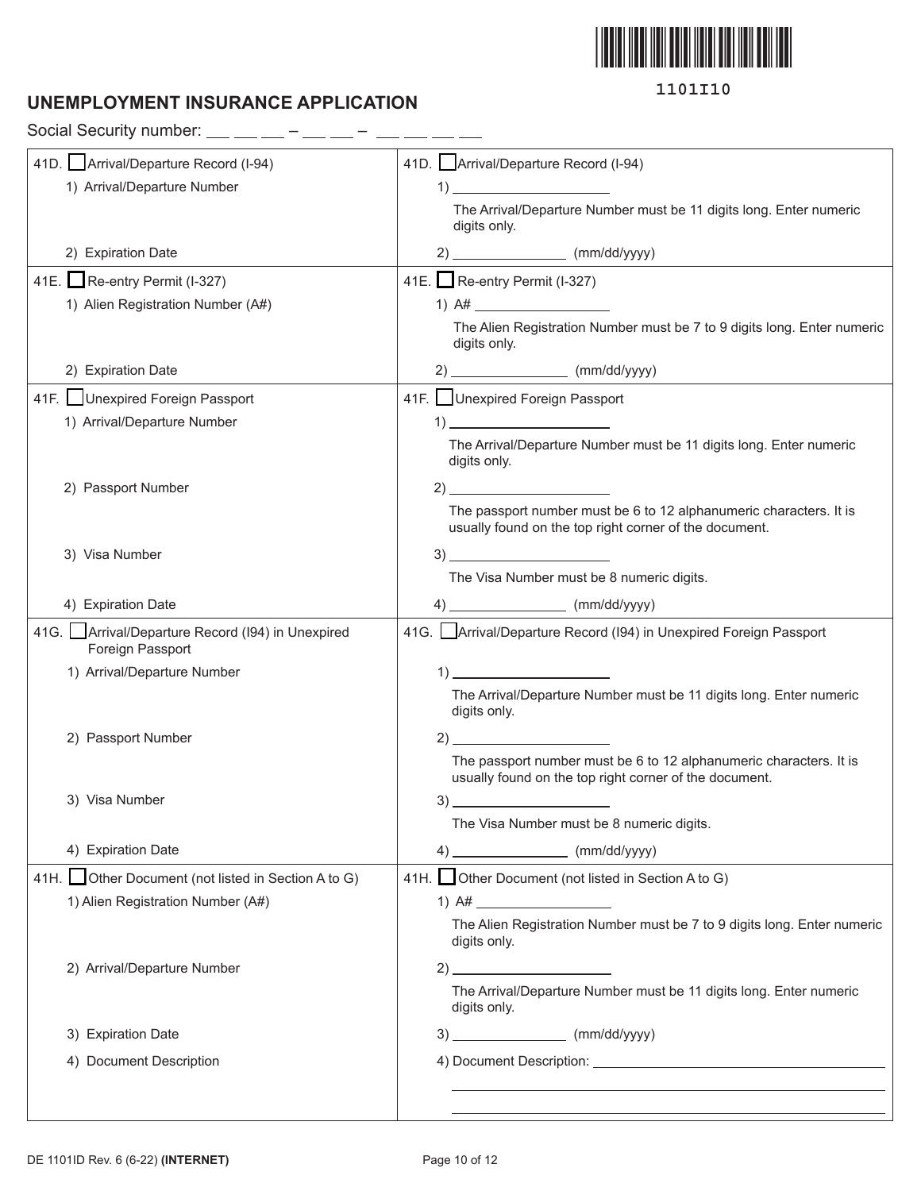1101I10

# UNEMPLOYMENT INSURANCE APPLICATION

Social Security number: ___ ___ ___ – ___ ___ – ___ ___ ___ ___

| | |
|---|---|
| 41D. ☐ Arrival/Departure Record (I-94)<br>1) Arrival/Departure Number<br><br>2) Expiration Date | 41D. ☐ Arrival/Departure Record (I-94)<br>1) ____________________<br>The Arrival/Departure Number must be 11 digits long. Enter numeric digits only.<br>2) ______________ (mm/dd/yyyy) |
| 41E. ☐ Re-entry Permit (I-327)<br>1) Alien Registration Number (A#)<br><br>2) Expiration Date | 41E. ☐ Re-entry Permit (I-327)<br>1) A# ________________<br>The Alien Registration Number must be 7 to 9 digits long. Enter numeric digits only.<br>2) ______________ (mm/dd/yyyy) |
| 41F. ☐ Unexpired Foreign Passport<br>1) Arrival/Departure Number<br><br>2) Passport Number<br><br>3) Visa Number<br><br>4) Expiration Date | 41F. ☐ Unexpired Foreign Passport<br>1) ____________________<br>The Arrival/Departure Number must be 11 digits long. Enter numeric digits only.<br>2) ____________________<br>The passport number must be 6 to 12 alphanumeric characters. It is usually found on the top right corner of the document.<br>3) ____________________<br>The Visa Number must be 8 numeric digits.<br>4) ______________ (mm/dd/yyyy) |
| 41G. ☐ Arrival/Departure Record (I94) in Unexpired Foreign Passport<br>1) Arrival/Departure Number<br><br>2) Passport Number<br><br>3) Visa Number<br><br>4) Expiration Date | 41G. ☐ Arrival/Departure Record (I94) in Unexpired Foreign Passport<br>1) ____________________<br>The Arrival/Departure Number must be 11 digits long. Enter numeric digits only.<br>2) ____________________<br>The passport number must be 6 to 12 alphanumeric characters. It is usually found on the top right corner of the document.<br>3) ____________________<br>The Visa Number must be 8 numeric digits.<br>4) ______________ (mm/dd/yyyy) |
| 41H. ☐ Other Document (not listed in Section A to G)<br>1) Alien Registration Number (A#)<br><br>2) Arrival/Departure Number<br><br>3) Expiration Date<br>4) Document Description | 41H. ☐ Other Document (not listed in Section A to G)<br>1) A# ________________<br>The Alien Registration Number must be 7 to 9 digits long. Enter numeric digits only.<br>2) ____________________<br>The Arrival/Departure Number must be 11 digits long. Enter numeric digits only.<br>3) ______________ (mm/dd/yyyy)<br>4) Document Description: ______________________________<br>______________________________<br>______________________________ |

DE 1101ID Rev. 6 (6-22) **(INTERNET)**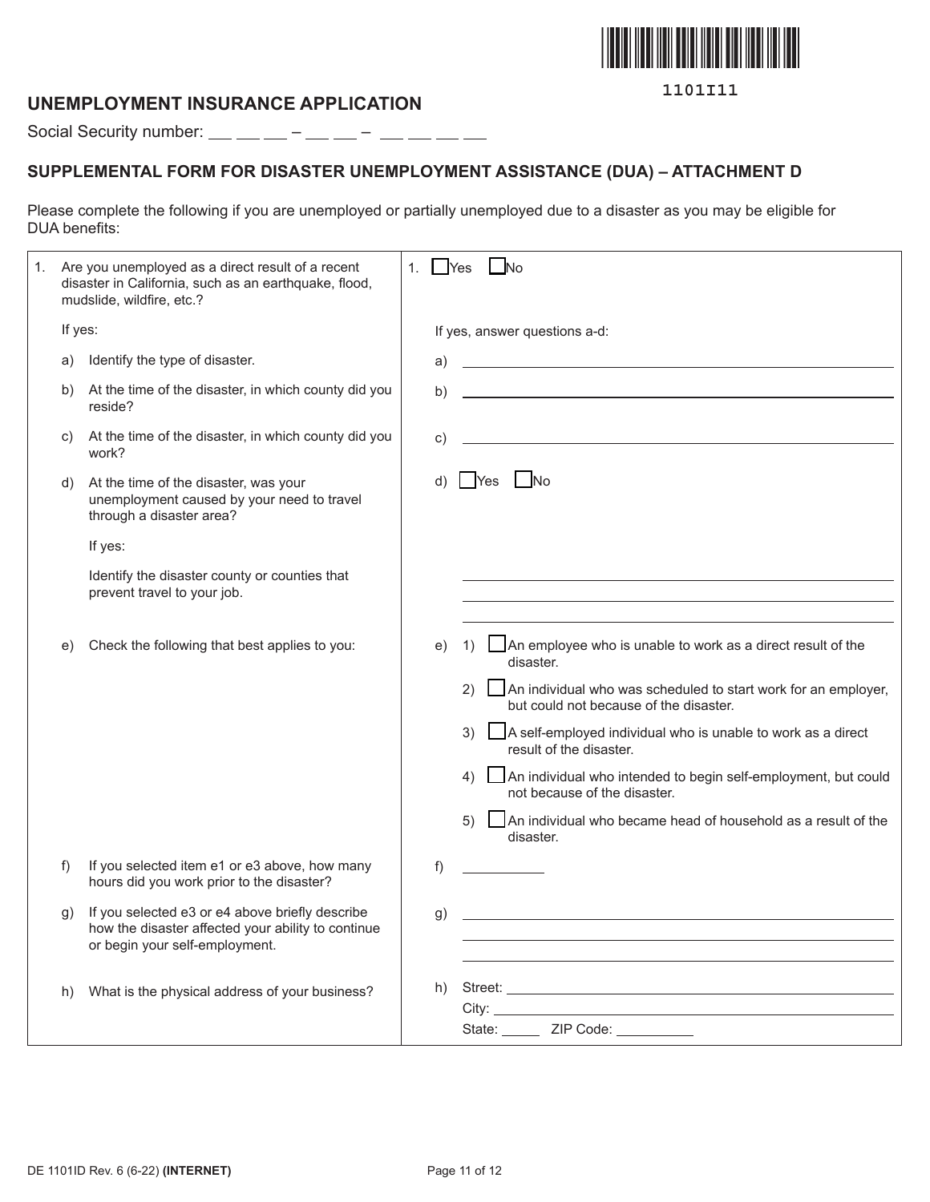1101I11

## UNEMPLOYMENT INSURANCE APPLICATION

Social Security number: \_\_ \_\_ \_\_ – \_\_ \_\_ – \_\_ \_\_ \_\_ \_\_

### SUPPLEMENTAL FORM FOR DISASTER UNEMPLOYMENT ASSISTANCE (DUA) – ATTACHMENT D

Please complete the following if you are unemployed or partially unemployed due to a disaster as you may be eligible for DUA benefits:

| Question | Response |
|---|---|
| 1. Are you unemployed as a direct result of a recent disaster in California, such as an earthquake, flood, mudslide, wildfire, etc.? | 1. ☐ Yes ☐ No |
| If yes: | If yes, answer questions a-d: |
| a) Identify the type of disaster. | a) \_\_\_\_\_\_\_\_\_\_\_\_\_\_\_\_\_\_\_\_ |
| b) At the time of the disaster, in which county did you reside? | b) \_\_\_\_\_\_\_\_\_\_\_\_\_\_\_\_\_\_\_\_ |
| c) At the time of the disaster, in which county did you work? | c) \_\_\_\_\_\_\_\_\_\_\_\_\_\_\_\_\_\_\_\_ |
| d) At the time of the disaster, was your unemployment caused by your need to travel through a disaster area? | d) ☐ Yes ☐ No |
| If yes: Identify the disaster county or counties that prevent travel to your job. | \_\_\_\_\_\_\_\_\_\_\_\_\_\_\_\_\_\_\_\_ |
| e) Check the following that best applies to you: | e) 1) ☐ An employee who is unable to work as a direct result of the disaster.<br>2) ☐ An individual who was scheduled to start work for an employer, but could not because of the disaster.<br>3) ☐ A self-employed individual who is unable to work as a direct result of the disaster.<br>4) ☐ An individual who intended to begin self-employment, but could not because of the disaster.<br>5) ☐ An individual who became head of household as a result of the disaster. |
| f) If you selected item e1 or e3 above, how many hours did you work prior to the disaster? | f) \_\_\_\_\_\_\_\_ |
| g) If you selected e3 or e4 above briefly describe how the disaster affected your ability to continue or begin your self-employment. | g) \_\_\_\_\_\_\_\_\_\_\_\_\_\_\_\_\_\_\_\_ |
| h) What is the physical address of your business? | h) Street: \_\_\_\_\_\_\_\_\_\_<br>City: \_\_\_\_\_\_\_\_\_\_<br>State: \_\_\_\_ ZIP Code: \_\_\_\_\_\_ |

DE 1101ID Rev. 6 (6-22) **(INTERNET)**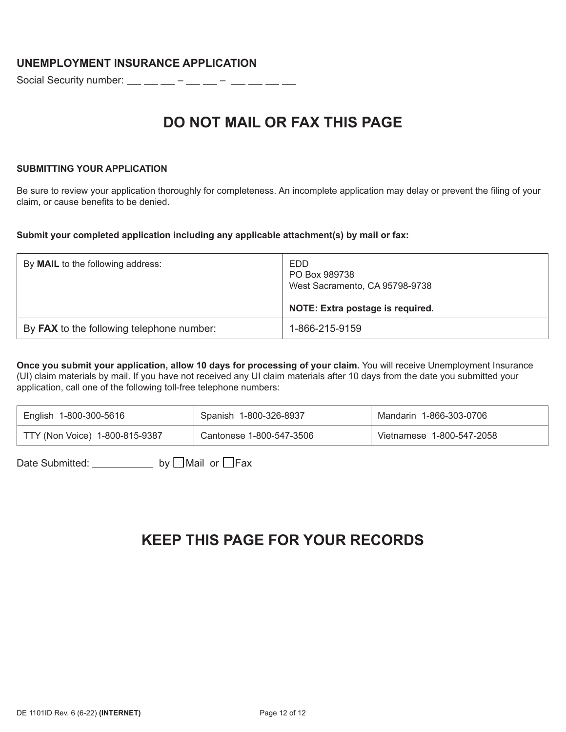**UNEMPLOYMENT INSURANCE APPLICATION**

Social Security number: ___ ___ ___ – ___ ___ – ___ ___ ___ ___

# DO NOT MAIL OR FAX THIS PAGE

**SUBMITTING YOUR APPLICATION**

Be sure to review your application thoroughly for completeness. An incomplete application may delay or prevent the filing of your claim, or cause benefits to be denied.

**Submit your completed application including any applicable attachment(s) by mail or fax:**

| | |
|---|---|
| By **MAIL** to the following address: | EDD<br>PO Box 989738<br>West Sacramento, CA 95798-9738<br><br>**NOTE: Extra postage is required.** |
| By **FAX** to the following telephone number: | 1-866-215-9159 |

**Once you submit your application, allow 10 days for processing of your claim.** You will receive Unemployment Insurance (UI) claim materials by mail. If you have not received any UI claim materials after 10 days from the date you submitted your application, call one of the following toll-free telephone numbers:

| | | |
|---|---|---|
| English 1-800-300-5616 | Spanish 1-800-326-8937 | Mandarin 1-866-303-0706 |
| TTY (Non Voice) 1-800-815-9387 | Cantonese 1-800-547-3506 | Vietnamese 1-800-547-2058 |

Date Submitted: ___________ by ☐ Mail or ☐ Fax

# KEEP THIS PAGE FOR YOUR RECORDS

DE 1101ID Rev. 6 (6-22) **(INTERNET)**